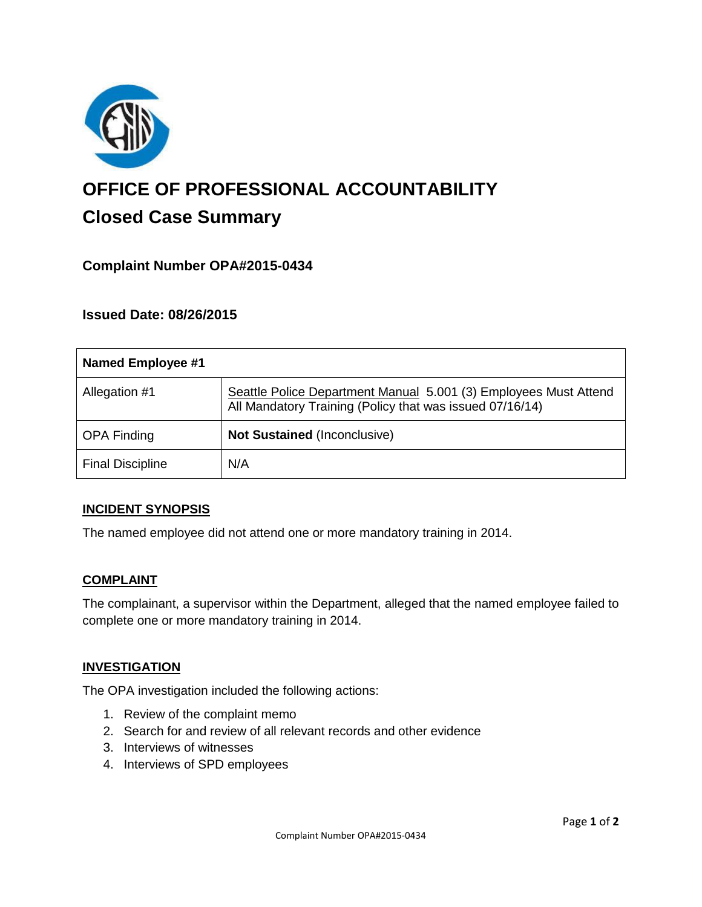# OFFICE OF PROFESSIONAL ACCOUNTABILITY

## Closed Case Summary

### Complaint Number OPA#2015-0434

### Issued Date: 08/26/2015

| Named Employee #1 | |
|---|---|
| Allegation #1 | Seattle Police Department Manual 5.001 (3) Employees Must Attend All Mandatory Training (Policy that was issued 07/16/14) |
| OPA Finding | **Not Sustained** (Inconclusive) |
| Final Discipline | N/A |

## INCIDENT SYNOPSIS

The named employee did not attend one or more mandatory training in 2014.

## COMPLAINT

The complainant, a supervisor within the Department, alleged that the named employee failed to complete one or more mandatory training in 2014.

## INVESTIGATION

The OPA investigation included the following actions:

1. Review of the complaint memo
2. Search for and review of all relevant records and other evidence
3. Interviews of witnesses
4. Interviews of SPD employees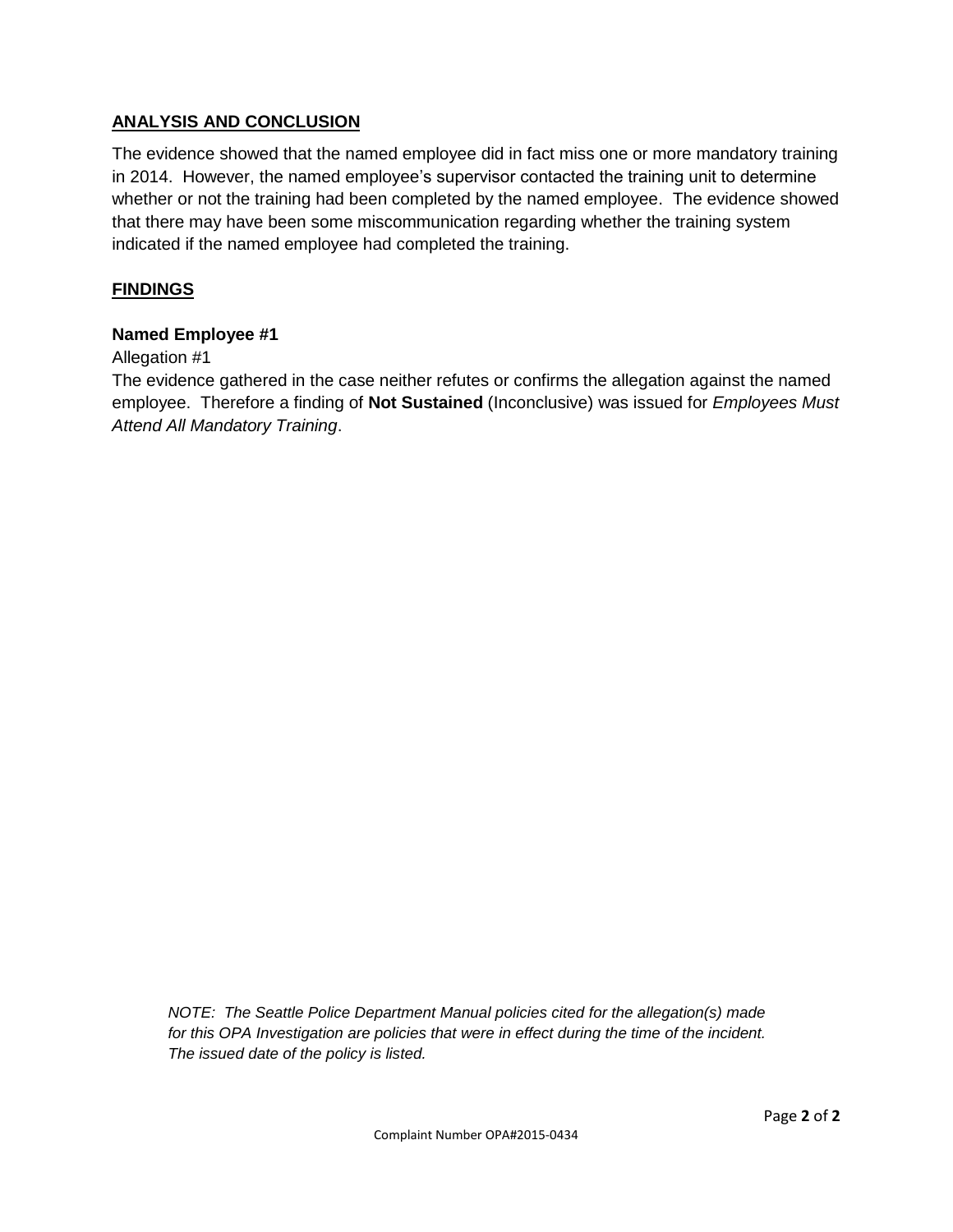## ANALYSIS AND CONCLUSION

The evidence showed that the named employee did in fact miss one or more mandatory training in 2014. However, the named employee's supervisor contacted the training unit to determine whether or not the training had been completed by the named employee. The evidence showed that there may have been some miscommunication regarding whether the training system indicated if the named employee had completed the training.

## FINDINGS

### Named Employee #1

Allegation #1

The evidence gathered in the case neither refutes or confirms the allegation against the named employee. Therefore a finding of **Not Sustained** (Inconclusive) was issued for *Employees Must Attend All Mandatory Training*.

*NOTE: The Seattle Police Department Manual policies cited for the allegation(s) made for this OPA Investigation are policies that were in effect during the time of the incident. The issued date of the policy is listed.*

Complaint Number OPA#2015-0434